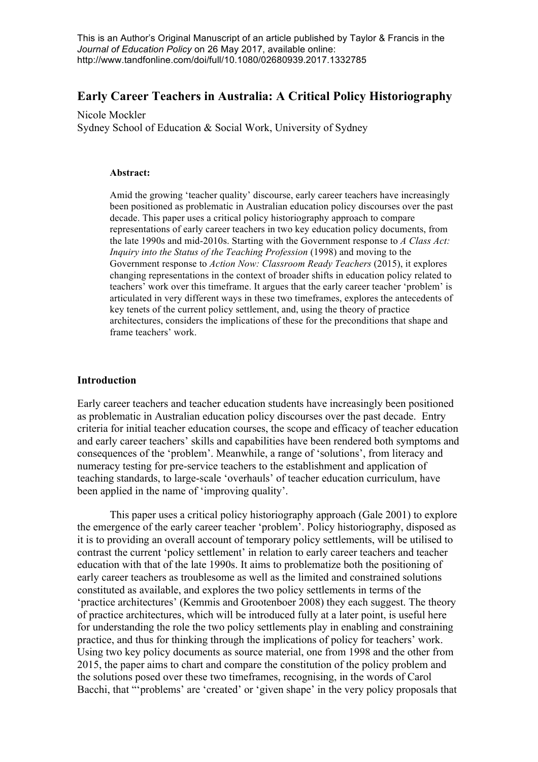This is an Author's Original Manuscript of an article published by Taylor & Francis in the *Journal of Education Policy* on 26 May 2017, available online: http://www.tandfonline.com/doi/full/10.1080/02680939.2017.1332785

# Early Career Teachers in Australia: A Critical Policy Historiography

Nicole Mockler
Sydney School of Education & Social Work, University of Sydney

**Abstract:**

Amid the growing 'teacher quality' discourse, early career teachers have increasingly been positioned as problematic in Australian education policy discourses over the past decade. This paper uses a critical policy historiography approach to compare representations of early career teachers in two key education policy documents, from the late 1990s and mid-2010s. Starting with the Government response to *A Class Act: Inquiry into the Status of the Teaching Profession* (1998) and moving to the Government response to *Action Now: Classroom Ready Teachers* (2015), it explores changing representations in the context of broader shifts in education policy related to teachers' work over this timeframe. It argues that the early career teacher 'problem' is articulated in very different ways in these two timeframes, explores the antecedents of key tenets of the current policy settlement, and, using the theory of practice architectures, considers the implications of these for the preconditions that shape and frame teachers' work.

## Introduction

Early career teachers and teacher education students have increasingly been positioned as problematic in Australian education policy discourses over the past decade. Entry criteria for initial teacher education courses, the scope and efficacy of teacher education and early career teachers' skills and capabilities have been rendered both symptoms and consequences of the 'problem'. Meanwhile, a range of 'solutions', from literacy and numeracy testing for pre-service teachers to the establishment and application of teaching standards, to large-scale 'overhauls' of teacher education curriculum, have been applied in the name of 'improving quality'.

This paper uses a critical policy historiography approach (Gale 2001) to explore the emergence of the early career teacher 'problem'. Policy historiography, disposed as it is to providing an overall account of temporary policy settlements, will be utilised to contrast the current 'policy settlement' in relation to early career teachers and teacher education with that of the late 1990s. It aims to problematize both the positioning of early career teachers as troublesome as well as the limited and constrained solutions constituted as available, and explores the two policy settlements in terms of the 'practice architectures' (Kemmis and Grootenboer 2008) they each suggest. The theory of practice architectures, which will be introduced fully at a later point, is useful here for understanding the role the two policy settlements play in enabling and constraining practice, and thus for thinking through the implications of policy for teachers' work. Using two key policy documents as source material, one from 1998 and the other from 2015, the paper aims to chart and compare the constitution of the policy problem and the solutions posed over these two timeframes, recognising, in the words of Carol Bacchi, that "'problems' are 'created' or 'given shape' in the very policy proposals that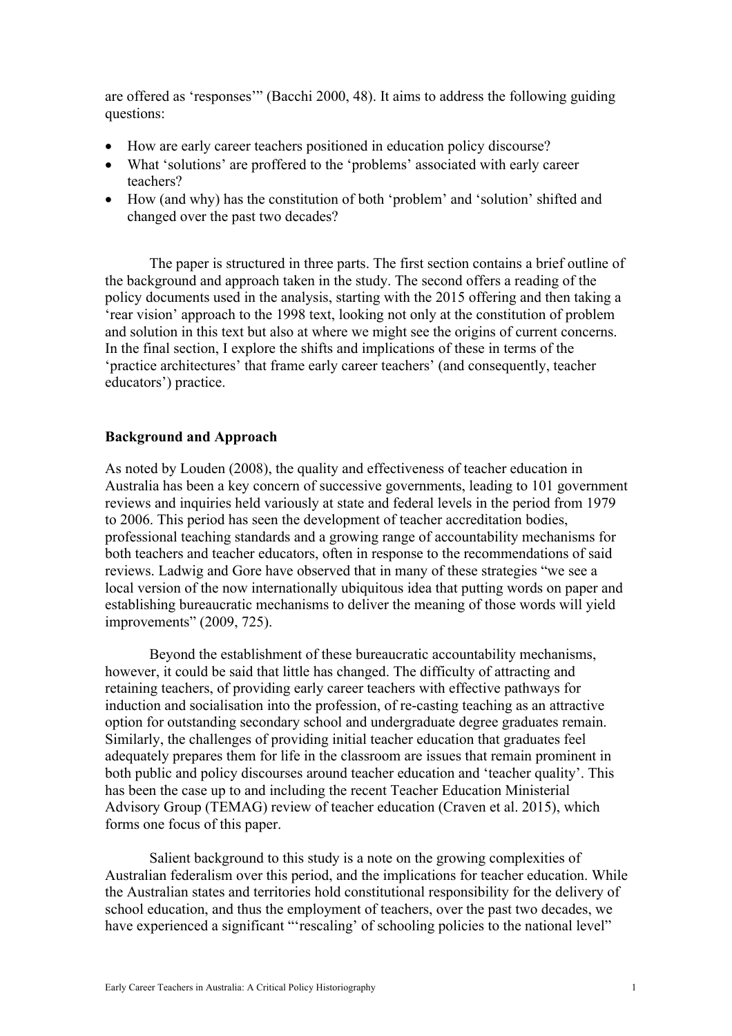are offered as 'responses'" (Bacchi 2000, 48). It aims to address the following guiding questions:

- How are early career teachers positioned in education policy discourse?
- What 'solutions' are proffered to the 'problems' associated with early career teachers?
- How (and why) has the constitution of both 'problem' and 'solution' shifted and changed over the past two decades?

The paper is structured in three parts. The first section contains a brief outline of the background and approach taken in the study. The second offers a reading of the policy documents used in the analysis, starting with the 2015 offering and then taking a 'rear vision' approach to the 1998 text, looking not only at the constitution of problem and solution in this text but also at where we might see the origins of current concerns. In the final section, I explore the shifts and implications of these in terms of the 'practice architectures' that frame early career teachers' (and consequently, teacher educators') practice.

**Background and Approach**

As noted by Louden (2008), the quality and effectiveness of teacher education in Australia has been a key concern of successive governments, leading to 101 government reviews and inquiries held variously at state and federal levels in the period from 1979 to 2006. This period has seen the development of teacher accreditation bodies, professional teaching standards and a growing range of accountability mechanisms for both teachers and teacher educators, often in response to the recommendations of said reviews. Ladwig and Gore have observed that in many of these strategies "we see a local version of the now internationally ubiquitous idea that putting words on paper and establishing bureaucratic mechanisms to deliver the meaning of those words will yield improvements" (2009, 725).

Beyond the establishment of these bureaucratic accountability mechanisms, however, it could be said that little has changed. The difficulty of attracting and retaining teachers, of providing early career teachers with effective pathways for induction and socialisation into the profession, of re-casting teaching as an attractive option for outstanding secondary school and undergraduate degree graduates remain. Similarly, the challenges of providing initial teacher education that graduates feel adequately prepares them for life in the classroom are issues that remain prominent in both public and policy discourses around teacher education and 'teacher quality'. This has been the case up to and including the recent Teacher Education Ministerial Advisory Group (TEMAG) review of teacher education (Craven et al. 2015), which forms one focus of this paper.

Salient background to this study is a note on the growing complexities of Australian federalism over this period, and the implications for teacher education. While the Australian states and territories hold constitutional responsibility for the delivery of school education, and thus the employment of teachers, over the past two decades, we have experienced a significant "'rescaling' of schooling policies to the national level"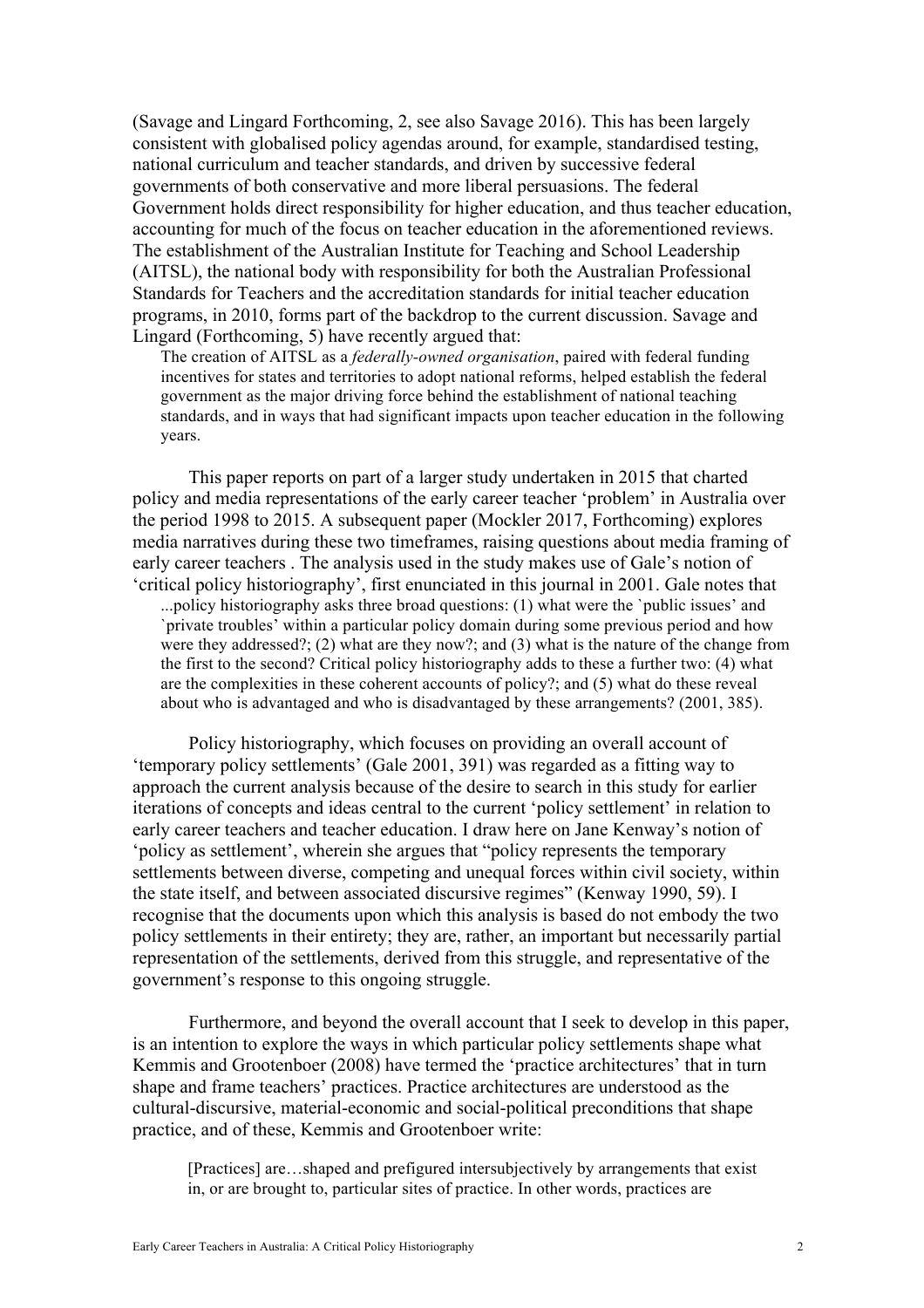(Savage and Lingard Forthcoming, 2, see also Savage 2016). This has been largely consistent with globalised policy agendas around, for example, standardised testing, national curriculum and teacher standards, and driven by successive federal governments of both conservative and more liberal persuasions. The federal Government holds direct responsibility for higher education, and thus teacher education, accounting for much of the focus on teacher education in the aforementioned reviews. The establishment of the Australian Institute for Teaching and School Leadership (AITSL), the national body with responsibility for both the Australian Professional Standards for Teachers and the accreditation standards for initial teacher education programs, in 2010, forms part of the backdrop to the current discussion. Savage and Lingard (Forthcoming, 5) have recently argued that:

> The creation of AITSL as a *federally-owned organisation*, paired with federal funding incentives for states and territories to adopt national reforms, helped establish the federal government as the major driving force behind the establishment of national teaching standards, and in ways that had significant impacts upon teacher education in the following years.

This paper reports on part of a larger study undertaken in 2015 that charted policy and media representations of the early career teacher 'problem' in Australia over the period 1998 to 2015. A subsequent paper (Mockler 2017, Forthcoming) explores media narratives during these two timeframes, raising questions about media framing of early career teachers . The analysis used in the study makes use of Gale's notion of 'critical policy historiography', first enunciated in this journal in 2001. Gale notes that

> ...policy historiography asks three broad questions: (1) what were the `public issues' and `private troubles' within a particular policy domain during some previous period and how were they addressed?; (2) what are they now?; and (3) what is the nature of the change from the first to the second? Critical policy historiography adds to these a further two: (4) what are the complexities in these coherent accounts of policy?; and (5) what do these reveal about who is advantaged and who is disadvantaged by these arrangements? (2001, 385).

Policy historiography, which focuses on providing an overall account of 'temporary policy settlements' (Gale 2001, 391) was regarded as a fitting way to approach the current analysis because of the desire to search in this study for earlier iterations of concepts and ideas central to the current 'policy settlement' in relation to early career teachers and teacher education. I draw here on Jane Kenway's notion of 'policy as settlement', wherein she argues that "policy represents the temporary settlements between diverse, competing and unequal forces within civil society, within the state itself, and between associated discursive regimes" (Kenway 1990, 59). I recognise that the documents upon which this analysis is based do not embody the two policy settlements in their entirety; they are, rather, an important but necessarily partial representation of the settlements, derived from this struggle, and representative of the government's response to this ongoing struggle.

Furthermore, and beyond the overall account that I seek to develop in this paper, is an intention to explore the ways in which particular policy settlements shape what Kemmis and Grootenboer (2008) have termed the 'practice architectures' that in turn shape and frame teachers' practices. Practice architectures are understood as the cultural-discursive, material-economic and social-political preconditions that shape practice, and of these, Kemmis and Grootenboer write:

> [Practices] are…shaped and prefigured intersubjectively by arrangements that exist in, or are brought to, particular sites of practice. In other words, practices are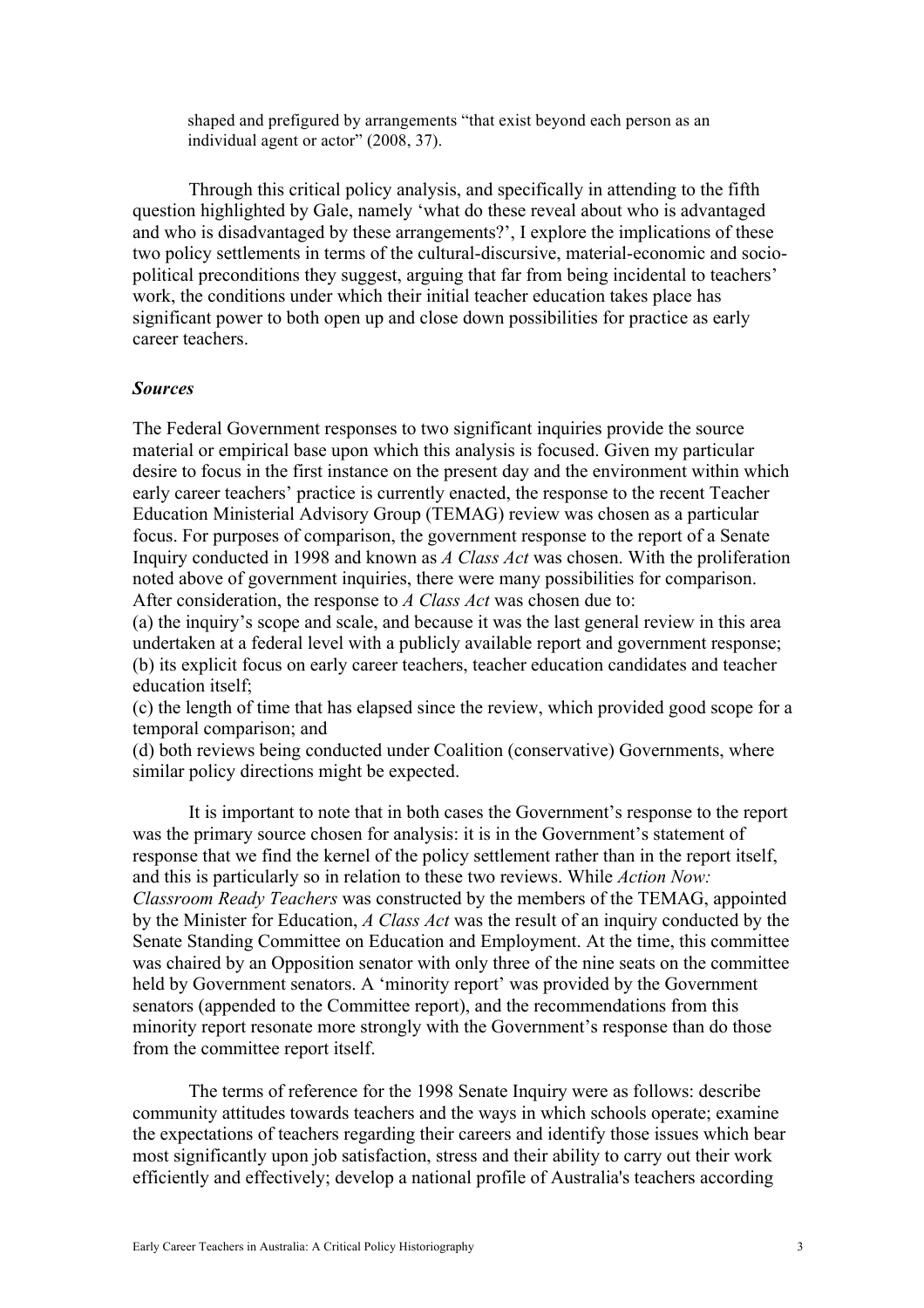shaped and prefigured by arrangements "that exist beyond each person as an individual agent or actor" (2008, 37).

Through this critical policy analysis, and specifically in attending to the fifth question highlighted by Gale, namely 'what do these reveal about who is advantaged and who is disadvantaged by these arrangements?', I explore the implications of these two policy settlements in terms of the cultural-discursive, material-economic and socio-political preconditions they suggest, arguing that far from being incidental to teachers' work, the conditions under which their initial teacher education takes place has significant power to both open up and close down possibilities for practice as early career teachers.

### *Sources*

The Federal Government responses to two significant inquiries provide the source material or empirical base upon which this analysis is focused. Given my particular desire to focus in the first instance on the present day and the environment within which early career teachers' practice is currently enacted, the response to the recent Teacher Education Ministerial Advisory Group (TEMAG) review was chosen as a particular focus. For purposes of comparison, the government response to the report of a Senate Inquiry conducted in 1998 and known as *A Class Act* was chosen. With the proliferation noted above of government inquiries, there were many possibilities for comparison. After consideration, the response to *A Class Act* was chosen due to:
(a) the inquiry's scope and scale, and because it was the last general review in this area undertaken at a federal level with a publicly available report and government response;
(b) its explicit focus on early career teachers, teacher education candidates and teacher education itself;
(c) the length of time that has elapsed since the review, which provided good scope for a temporal comparison; and
(d) both reviews being conducted under Coalition (conservative) Governments, where similar policy directions might be expected.

It is important to note that in both cases the Government's response to the report was the primary source chosen for analysis: it is in the Government's statement of response that we find the kernel of the policy settlement rather than in the report itself, and this is particularly so in relation to these two reviews. While *Action Now: Classroom Ready Teachers* was constructed by the members of the TEMAG, appointed by the Minister for Education, *A Class Act* was the result of an inquiry conducted by the Senate Standing Committee on Education and Employment. At the time, this committee was chaired by an Opposition senator with only three of the nine seats on the committee held by Government senators. A 'minority report' was provided by the Government senators (appended to the Committee report), and the recommendations from this minority report resonate more strongly with the Government's response than do those from the committee report itself.

The terms of reference for the 1998 Senate Inquiry were as follows: describe community attitudes towards teachers and the ways in which schools operate; examine the expectations of teachers regarding their careers and identify those issues which bear most significantly upon job satisfaction, stress and their ability to carry out their work efficiently and effectively; develop a national profile of Australia's teachers according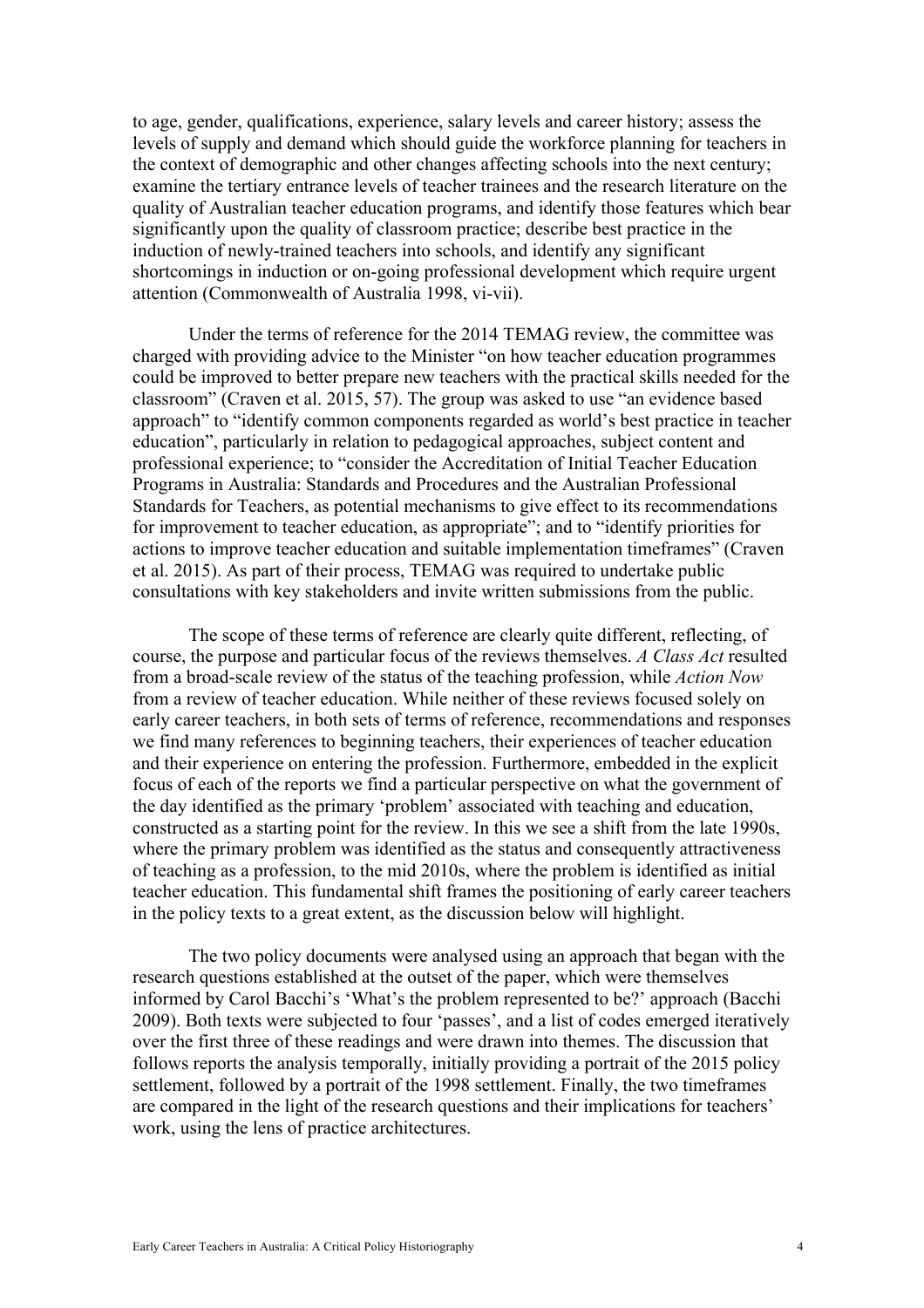to age, gender, qualifications, experience, salary levels and career history; assess the levels of supply and demand which should guide the workforce planning for teachers in the context of demographic and other changes affecting schools into the next century; examine the tertiary entrance levels of teacher trainees and the research literature on the quality of Australian teacher education programs, and identify those features which bear significantly upon the quality of classroom practice; describe best practice in the induction of newly-trained teachers into schools, and identify any significant shortcomings in induction or on-going professional development which require urgent attention (Commonwealth of Australia 1998, vi-vii).

Under the terms of reference for the 2014 TEMAG review, the committee was charged with providing advice to the Minister "on how teacher education programmes could be improved to better prepare new teachers with the practical skills needed for the classroom" (Craven et al. 2015, 57). The group was asked to use "an evidence based approach" to "identify common components regarded as world's best practice in teacher education", particularly in relation to pedagogical approaches, subject content and professional experience; to "consider the Accreditation of Initial Teacher Education Programs in Australia: Standards and Procedures and the Australian Professional Standards for Teachers, as potential mechanisms to give effect to its recommendations for improvement to teacher education, as appropriate"; and to "identify priorities for actions to improve teacher education and suitable implementation timeframes" (Craven et al. 2015). As part of their process, TEMAG was required to undertake public consultations with key stakeholders and invite written submissions from the public.

The scope of these terms of reference are clearly quite different, reflecting, of course, the purpose and particular focus of the reviews themselves. *A Class Act* resulted from a broad-scale review of the status of the teaching profession, while *Action Now* from a review of teacher education. While neither of these reviews focused solely on early career teachers, in both sets of terms of reference, recommendations and responses we find many references to beginning teachers, their experiences of teacher education and their experience on entering the profession. Furthermore, embedded in the explicit focus of each of the reports we find a particular perspective on what the government of the day identified as the primary 'problem' associated with teaching and education, constructed as a starting point for the review. In this we see a shift from the late 1990s, where the primary problem was identified as the status and consequently attractiveness of teaching as a profession, to the mid 2010s, where the problem is identified as initial teacher education. This fundamental shift frames the positioning of early career teachers in the policy texts to a great extent, as the discussion below will highlight.

The two policy documents were analysed using an approach that began with the research questions established at the outset of the paper, which were themselves informed by Carol Bacchi's 'What's the problem represented to be?' approach (Bacchi 2009). Both texts were subjected to four 'passes', and a list of codes emerged iteratively over the first three of these readings and were drawn into themes. The discussion that follows reports the analysis temporally, initially providing a portrait of the 2015 policy settlement, followed by a portrait of the 1998 settlement. Finally, the two timeframes are compared in the light of the research questions and their implications for teachers' work, using the lens of practice architectures.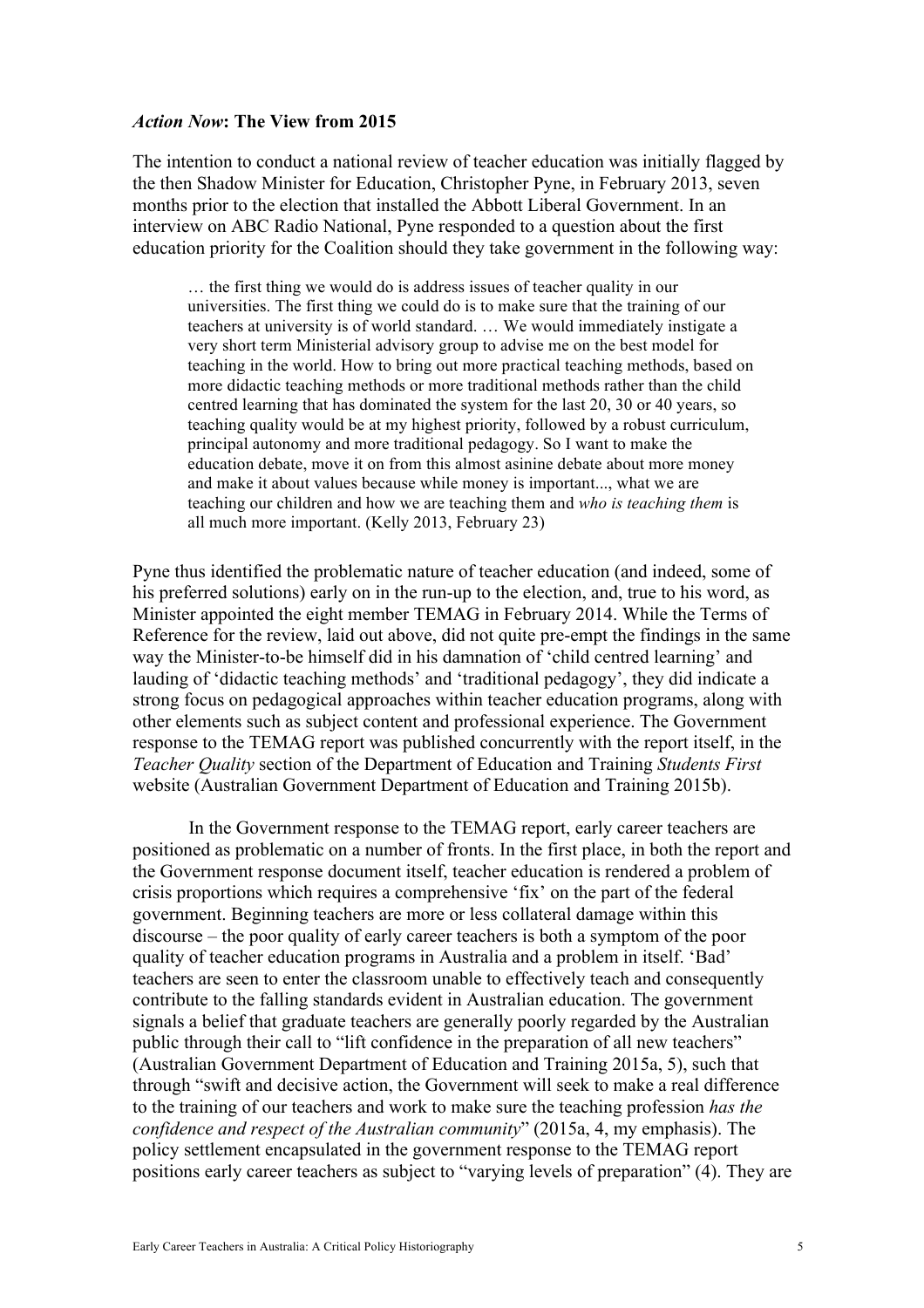### *Action Now*: The View from 2015

The intention to conduct a national review of teacher education was initially flagged by the then Shadow Minister for Education, Christopher Pyne, in February 2013, seven months prior to the election that installed the Abbott Liberal Government. In an interview on ABC Radio National, Pyne responded to a question about the first education priority for the Coalition should they take government in the following way:

> … the first thing we would do is address issues of teacher quality in our universities. The first thing we could do is to make sure that the training of our teachers at university is of world standard. … We would immediately instigate a very short term Ministerial advisory group to advise me on the best model for teaching in the world. How to bring out more practical teaching methods, based on more didactic teaching methods or more traditional methods rather than the child centred learning that has dominated the system for the last 20, 30 or 40 years, so teaching quality would be at my highest priority, followed by a robust curriculum, principal autonomy and more traditional pedagogy. So I want to make the education debate, move it on from this almost asinine debate about more money and make it about values because while money is important..., what we are teaching our children and how we are teaching them and *who is teaching them* is all much more important. (Kelly 2013, February 23)

Pyne thus identified the problematic nature of teacher education (and indeed, some of his preferred solutions) early on in the run-up to the election, and, true to his word, as Minister appointed the eight member TEMAG in February 2014. While the Terms of Reference for the review, laid out above, did not quite pre-empt the findings in the same way the Minister-to-be himself did in his damnation of 'child centred learning' and lauding of 'didactic teaching methods' and 'traditional pedagogy', they did indicate a strong focus on pedagogical approaches within teacher education programs, along with other elements such as subject content and professional experience. The Government response to the TEMAG report was published concurrently with the report itself, in the *Teacher Quality* section of the Department of Education and Training *Students First* website (Australian Government Department of Education and Training 2015b).

In the Government response to the TEMAG report, early career teachers are positioned as problematic on a number of fronts. In the first place, in both the report and the Government response document itself, teacher education is rendered a problem of crisis proportions which requires a comprehensive 'fix' on the part of the federal government. Beginning teachers are more or less collateral damage within this discourse – the poor quality of early career teachers is both a symptom of the poor quality of teacher education programs in Australia and a problem in itself. 'Bad' teachers are seen to enter the classroom unable to effectively teach and consequently contribute to the falling standards evident in Australian education. The government signals a belief that graduate teachers are generally poorly regarded by the Australian public through their call to "lift confidence in the preparation of all new teachers" (Australian Government Department of Education and Training 2015a, 5), such that through "swift and decisive action, the Government will seek to make a real difference to the training of our teachers and work to make sure the teaching profession *has the confidence and respect of the Australian community*" (2015a, 4, my emphasis). The policy settlement encapsulated in the government response to the TEMAG report positions early career teachers as subject to "varying levels of preparation" (4). They are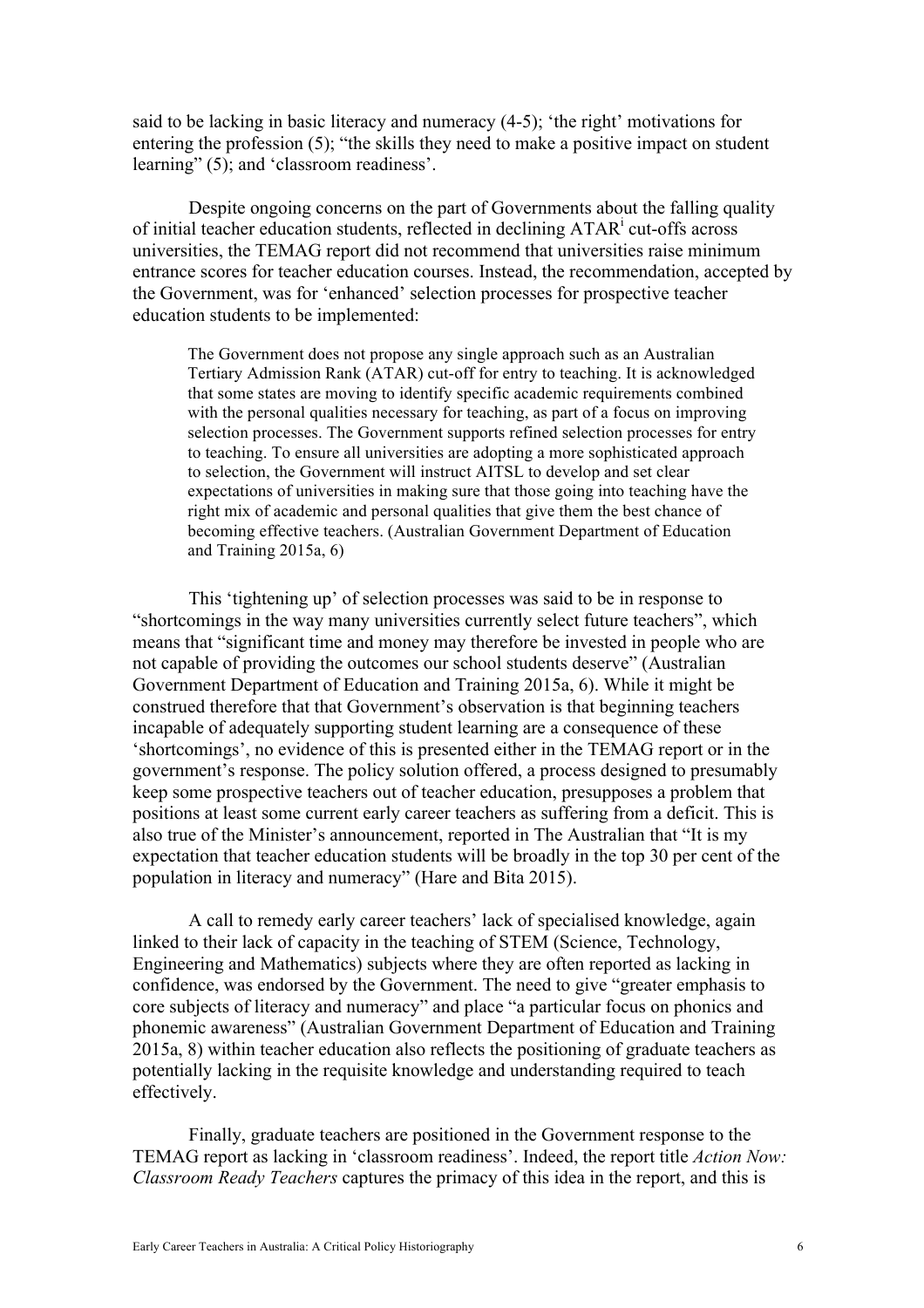said to be lacking in basic literacy and numeracy (4-5); 'the right' motivations for entering the profession (5); "the skills they need to make a positive impact on student learning" (5); and 'classroom readiness'.

Despite ongoing concerns on the part of Governments about the falling quality of initial teacher education students, reflected in declining ATAR[i] cut-offs across universities, the TEMAG report did not recommend that universities raise minimum entrance scores for teacher education courses. Instead, the recommendation, accepted by the Government, was for 'enhanced' selection processes for prospective teacher education students to be implemented:

> The Government does not propose any single approach such as an Australian Tertiary Admission Rank (ATAR) cut-off for entry to teaching. It is acknowledged that some states are moving to identify specific academic requirements combined with the personal qualities necessary for teaching, as part of a focus on improving selection processes. The Government supports refined selection processes for entry to teaching. To ensure all universities are adopting a more sophisticated approach to selection, the Government will instruct AITSL to develop and set clear expectations of universities in making sure that those going into teaching have the right mix of academic and personal qualities that give them the best chance of becoming effective teachers. (Australian Government Department of Education and Training 2015a, 6)

This 'tightening up' of selection processes was said to be in response to "shortcomings in the way many universities currently select future teachers", which means that "significant time and money may therefore be invested in people who are not capable of providing the outcomes our school students deserve" (Australian Government Department of Education and Training 2015a, 6). While it might be construed therefore that that Government's observation is that beginning teachers incapable of adequately supporting student learning are a consequence of these 'shortcomings', no evidence of this is presented either in the TEMAG report or in the government's response. The policy solution offered, a process designed to presumably keep some prospective teachers out of teacher education, presupposes a problem that positions at least some current early career teachers as suffering from a deficit. This is also true of the Minister's announcement, reported in The Australian that "It is my expectation that teacher education students will be broadly in the top 30 per cent of the population in literacy and numeracy" (Hare and Bita 2015).

A call to remedy early career teachers' lack of specialised knowledge, again linked to their lack of capacity in the teaching of STEM (Science, Technology, Engineering and Mathematics) subjects where they are often reported as lacking in confidence, was endorsed by the Government. The need to give "greater emphasis to core subjects of literacy and numeracy" and place "a particular focus on phonics and phonemic awareness" (Australian Government Department of Education and Training 2015a, 8) within teacher education also reflects the positioning of graduate teachers as potentially lacking in the requisite knowledge and understanding required to teach effectively.

Finally, graduate teachers are positioned in the Government response to the TEMAG report as lacking in 'classroom readiness'. Indeed, the report title *Action Now: Classroom Ready Teachers* captures the primacy of this idea in the report, and this is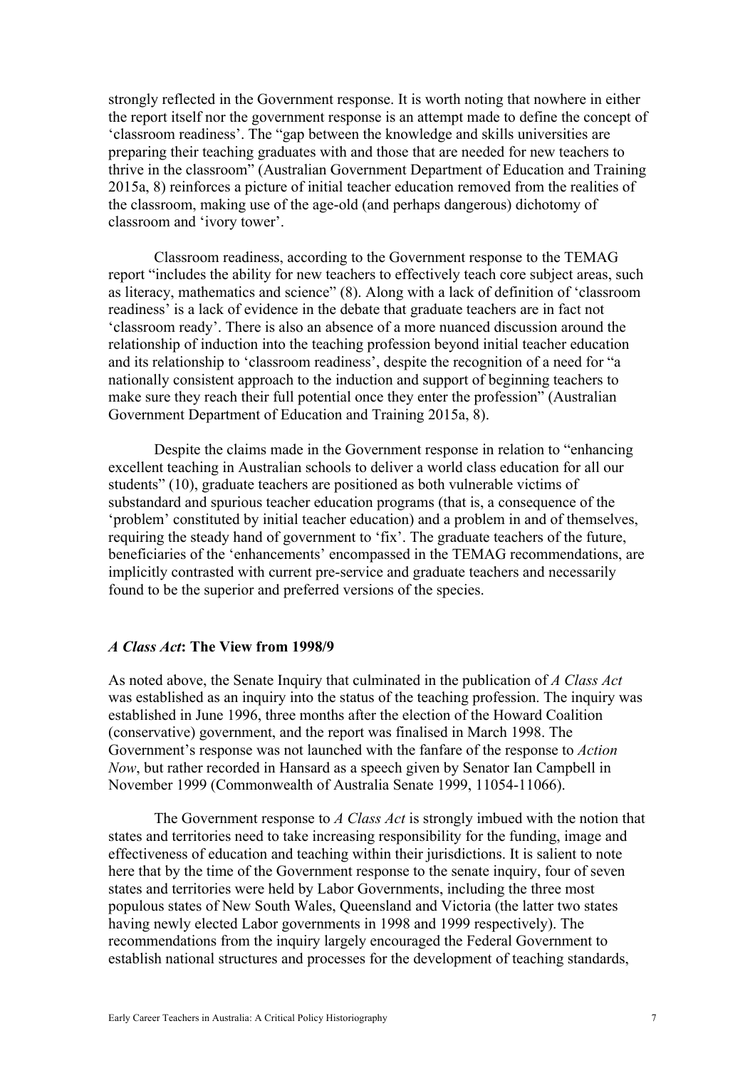strongly reflected in the Government response. It is worth noting that nowhere in either the report itself nor the government response is an attempt made to define the concept of 'classroom readiness'. The "gap between the knowledge and skills universities are preparing their teaching graduates with and those that are needed for new teachers to thrive in the classroom" (Australian Government Department of Education and Training 2015a, 8) reinforces a picture of initial teacher education removed from the realities of the classroom, making use of the age-old (and perhaps dangerous) dichotomy of classroom and 'ivory tower'.

Classroom readiness, according to the Government response to the TEMAG report "includes the ability for new teachers to effectively teach core subject areas, such as literacy, mathematics and science" (8). Along with a lack of definition of 'classroom readiness' is a lack of evidence in the debate that graduate teachers are in fact not 'classroom ready'. There is also an absence of a more nuanced discussion around the relationship of induction into the teaching profession beyond initial teacher education and its relationship to 'classroom readiness', despite the recognition of a need for "a nationally consistent approach to the induction and support of beginning teachers to make sure they reach their full potential once they enter the profession" (Australian Government Department of Education and Training 2015a, 8).

Despite the claims made in the Government response in relation to "enhancing excellent teaching in Australian schools to deliver a world class education for all our students" (10), graduate teachers are positioned as both vulnerable victims of substandard and spurious teacher education programs (that is, a consequence of the 'problem' constituted by initial teacher education) and a problem in and of themselves, requiring the steady hand of government to 'fix'. The graduate teachers of the future, beneficiaries of the 'enhancements' encompassed in the TEMAG recommendations, are implicitly contrasted with current pre-service and graduate teachers and necessarily found to be the superior and preferred versions of the species.

### *A Class Act*: The View from 1998/9

As noted above, the Senate Inquiry that culminated in the publication of *A Class Act* was established as an inquiry into the status of the teaching profession. The inquiry was established in June 1996, three months after the election of the Howard Coalition (conservative) government, and the report was finalised in March 1998. The Government's response was not launched with the fanfare of the response to *Action Now*, but rather recorded in Hansard as a speech given by Senator Ian Campbell in November 1999 (Commonwealth of Australia Senate 1999, 11054-11066).

The Government response to *A Class Act* is strongly imbued with the notion that states and territories need to take increasing responsibility for the funding, image and effectiveness of education and teaching within their jurisdictions. It is salient to note here that by the time of the Government response to the senate inquiry, four of seven states and territories were held by Labor Governments, including the three most populous states of New South Wales, Queensland and Victoria (the latter two states having newly elected Labor governments in 1998 and 1999 respectively). The recommendations from the inquiry largely encouraged the Federal Government to establish national structures and processes for the development of teaching standards,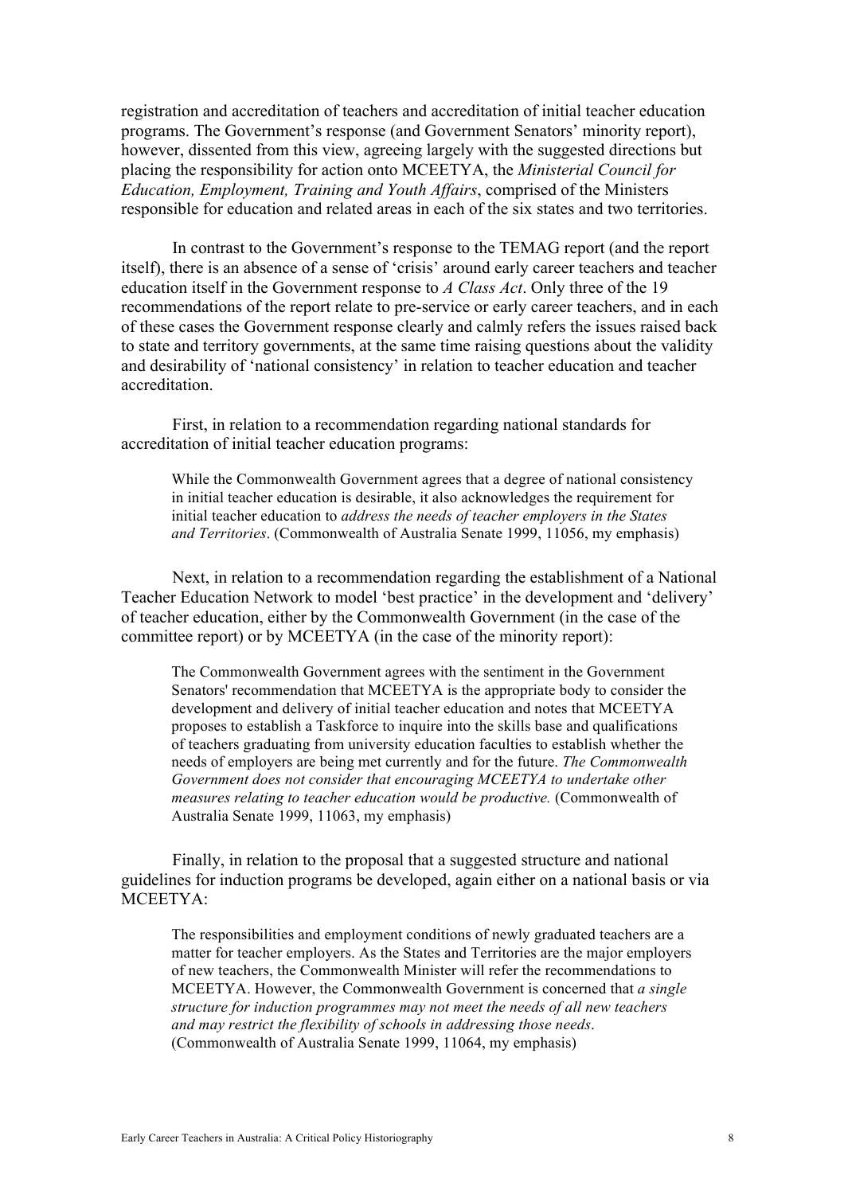registration and accreditation of teachers and accreditation of initial teacher education programs. The Government's response (and Government Senators' minority report), however, dissented from this view, agreeing largely with the suggested directions but placing the responsibility for action onto MCEETYA, the *Ministerial Council for Education, Employment, Training and Youth Affairs*, comprised of the Ministers responsible for education and related areas in each of the six states and two territories.

In contrast to the Government's response to the TEMAG report (and the report itself), there is an absence of a sense of 'crisis' around early career teachers and teacher education itself in the Government response to *A Class Act*. Only three of the 19 recommendations of the report relate to pre-service or early career teachers, and in each of these cases the Government response clearly and calmly refers the issues raised back to state and territory governments, at the same time raising questions about the validity and desirability of 'national consistency' in relation to teacher education and teacher accreditation.

First, in relation to a recommendation regarding national standards for accreditation of initial teacher education programs:

> While the Commonwealth Government agrees that a degree of national consistency in initial teacher education is desirable, it also acknowledges the requirement for initial teacher education to *address the needs of teacher employers in the States and Territories*. (Commonwealth of Australia Senate 1999, 11056, my emphasis)

Next, in relation to a recommendation regarding the establishment of a National Teacher Education Network to model 'best practice' in the development and 'delivery' of teacher education, either by the Commonwealth Government (in the case of the committee report) or by MCEETYA (in the case of the minority report):

> The Commonwealth Government agrees with the sentiment in the Government Senators' recommendation that MCEETYA is the appropriate body to consider the development and delivery of initial teacher education and notes that MCEETYA proposes to establish a Taskforce to inquire into the skills base and qualifications of teachers graduating from university education faculties to establish whether the needs of employers are being met currently and for the future. *The Commonwealth Government does not consider that encouraging MCEETYA to undertake other measures relating to teacher education would be productive.* (Commonwealth of Australia Senate 1999, 11063, my emphasis)

Finally, in relation to the proposal that a suggested structure and national guidelines for induction programs be developed, again either on a national basis or via MCEETYA:

> The responsibilities and employment conditions of newly graduated teachers are a matter for teacher employers. As the States and Territories are the major employers of new teachers, the Commonwealth Minister will refer the recommendations to MCEETYA. However, the Commonwealth Government is concerned that *a single structure for induction programmes may not meet the needs of all new teachers and may restrict the flexibility of schools in addressing those needs*. (Commonwealth of Australia Senate 1999, 11064, my emphasis)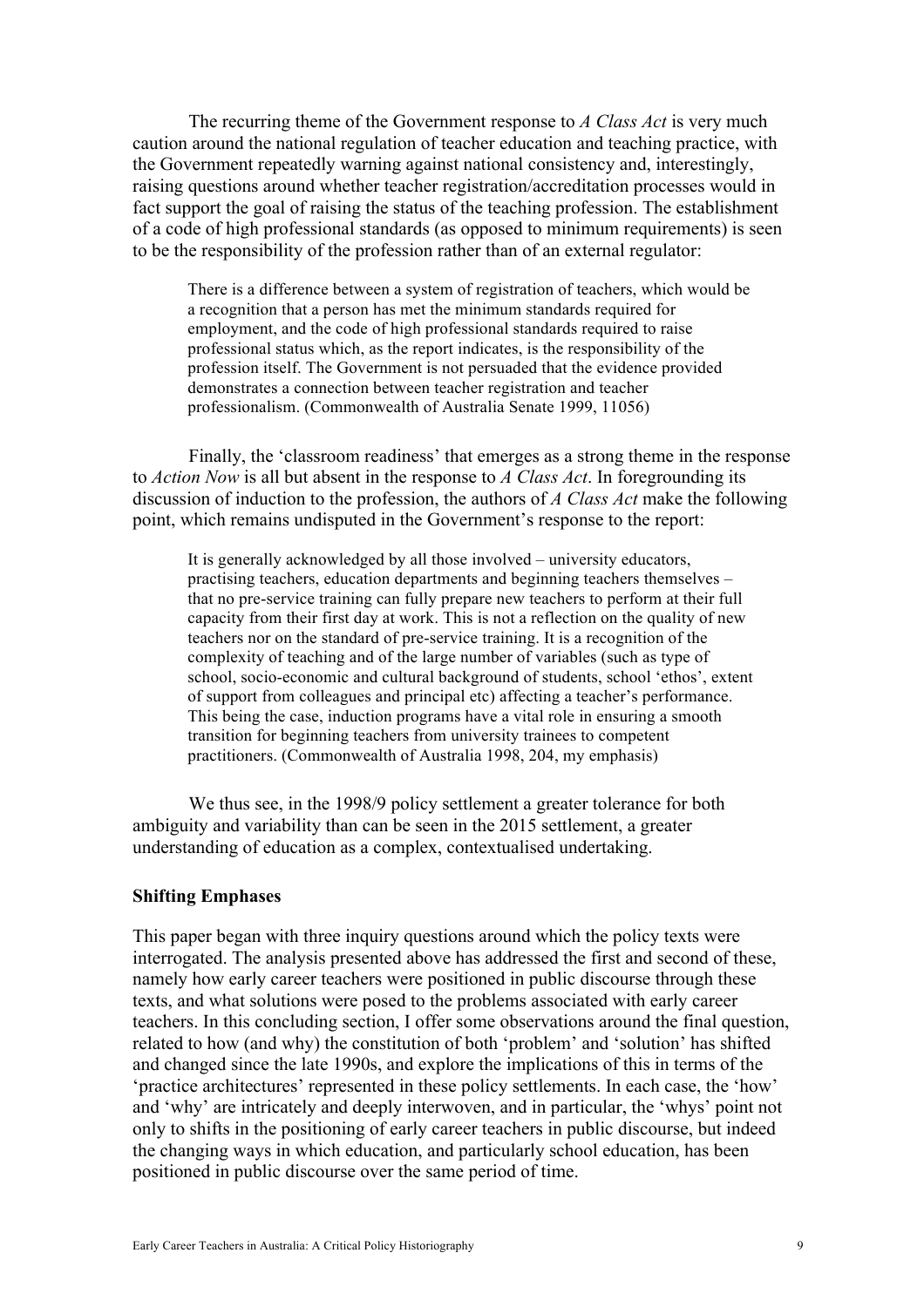The recurring theme of the Government response to *A Class Act* is very much caution around the national regulation of teacher education and teaching practice, with the Government repeatedly warning against national consistency and, interestingly, raising questions around whether teacher registration/accreditation processes would in fact support the goal of raising the status of the teaching profession. The establishment of a code of high professional standards (as opposed to minimum requirements) is seen to be the responsibility of the profession rather than of an external regulator:

> There is a difference between a system of registration of teachers, which would be a recognition that a person has met the minimum standards required for employment, and the code of high professional standards required to raise professional status which, as the report indicates, is the responsibility of the profession itself. The Government is not persuaded that the evidence provided demonstrates a connection between teacher registration and teacher professionalism. (Commonwealth of Australia Senate 1999, 11056)

Finally, the 'classroom readiness' that emerges as a strong theme in the response to *Action Now* is all but absent in the response to *A Class Act*. In foregrounding its discussion of induction to the profession, the authors of *A Class Act* make the following point, which remains undisputed in the Government's response to the report:

> It is generally acknowledged by all those involved – university educators, practising teachers, education departments and beginning teachers themselves – that no pre-service training can fully prepare new teachers to perform at their full capacity from their first day at work. This is not a reflection on the quality of new teachers nor on the standard of pre-service training. It is a recognition of the complexity of teaching and of the large number of variables (such as type of school, socio-economic and cultural background of students, school 'ethos', extent of support from colleagues and principal etc) affecting a teacher's performance. This being the case, induction programs have a vital role in ensuring a smooth transition for beginning teachers from university trainees to competent practitioners. (Commonwealth of Australia 1998, 204, my emphasis)

We thus see, in the 1998/9 policy settlement a greater tolerance for both ambiguity and variability than can be seen in the 2015 settlement, a greater understanding of education as a complex, contextualised undertaking.

**Shifting Emphases**

This paper began with three inquiry questions around which the policy texts were interrogated. The analysis presented above has addressed the first and second of these, namely how early career teachers were positioned in public discourse through these texts, and what solutions were posed to the problems associated with early career teachers. In this concluding section, I offer some observations around the final question, related to how (and why) the constitution of both 'problem' and 'solution' has shifted and changed since the late 1990s, and explore the implications of this in terms of the 'practice architectures' represented in these policy settlements. In each case, the 'how' and 'why' are intricately and deeply interwoven, and in particular, the 'whys' point not only to shifts in the positioning of early career teachers in public discourse, but indeed the changing ways in which education, and particularly school education, has been positioned in public discourse over the same period of time.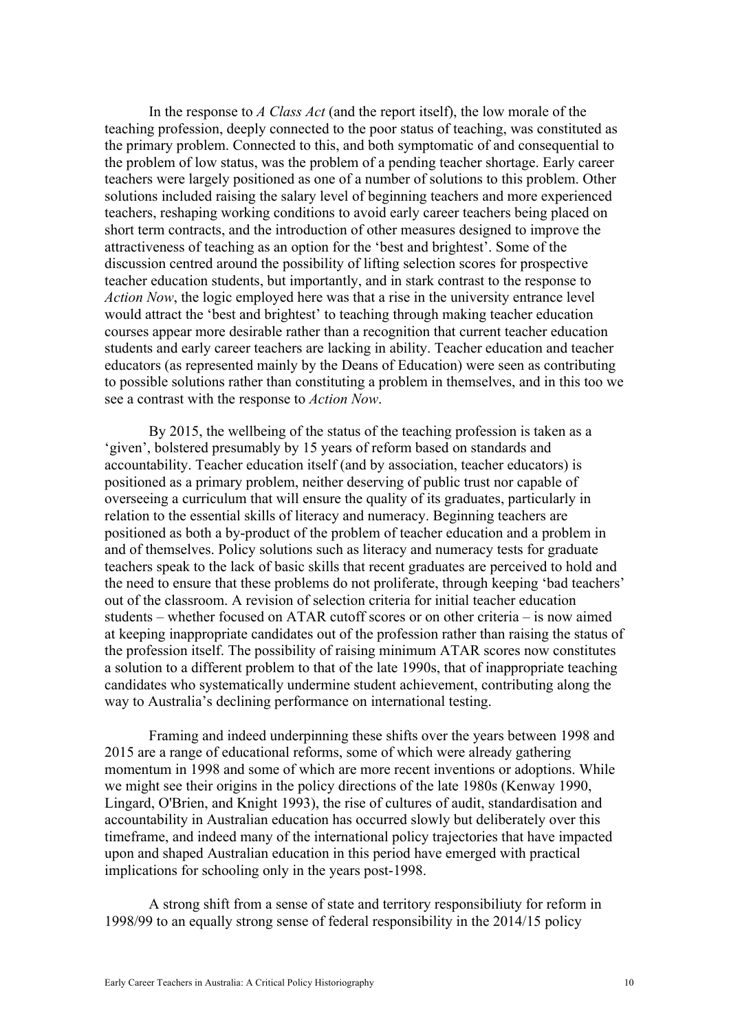In the response to *A Class Act* (and the report itself), the low morale of the teaching profession, deeply connected to the poor status of teaching, was constituted as the primary problem. Connected to this, and both symptomatic of and consequential to the problem of low status, was the problem of a pending teacher shortage. Early career teachers were largely positioned as one of a number of solutions to this problem. Other solutions included raising the salary level of beginning teachers and more experienced teachers, reshaping working conditions to avoid early career teachers being placed on short term contracts, and the introduction of other measures designed to improve the attractiveness of teaching as an option for the 'best and brightest'. Some of the discussion centred around the possibility of lifting selection scores for prospective teacher education students, but importantly, and in stark contrast to the response to *Action Now*, the logic employed here was that a rise in the university entrance level would attract the 'best and brightest' to teaching through making teacher education courses appear more desirable rather than a recognition that current teacher education students and early career teachers are lacking in ability. Teacher education and teacher educators (as represented mainly by the Deans of Education) were seen as contributing to possible solutions rather than constituting a problem in themselves, and in this too we see a contrast with the response to *Action Now*.

By 2015, the wellbeing of the status of the teaching profession is taken as a 'given', bolstered presumably by 15 years of reform based on standards and accountability. Teacher education itself (and by association, teacher educators) is positioned as a primary problem, neither deserving of public trust nor capable of overseeing a curriculum that will ensure the quality of its graduates, particularly in relation to the essential skills of literacy and numeracy. Beginning teachers are positioned as both a by-product of the problem of teacher education and a problem in and of themselves. Policy solutions such as literacy and numeracy tests for graduate teachers speak to the lack of basic skills that recent graduates are perceived to hold and the need to ensure that these problems do not proliferate, through keeping 'bad teachers' out of the classroom. A revision of selection criteria for initial teacher education students – whether focused on ATAR cutoff scores or on other criteria – is now aimed at keeping inappropriate candidates out of the profession rather than raising the status of the profession itself. The possibility of raising minimum ATAR scores now constitutes a solution to a different problem to that of the late 1990s, that of inappropriate teaching candidates who systematically undermine student achievement, contributing along the way to Australia's declining performance on international testing.

Framing and indeed underpinning these shifts over the years between 1998 and 2015 are a range of educational reforms, some of which were already gathering momentum in 1998 and some of which are more recent inventions or adoptions. While we might see their origins in the policy directions of the late 1980s (Kenway 1990, Lingard, O'Brien, and Knight 1993), the rise of cultures of audit, standardisation and accountability in Australian education has occurred slowly but deliberately over this timeframe, and indeed many of the international policy trajectories that have impacted upon and shaped Australian education in this period have emerged with practical implications for schooling only in the years post-1998.

A strong shift from a sense of state and territory responsibiliuty for reform in 1998/99 to an equally strong sense of federal responsibility in the 2014/15 policy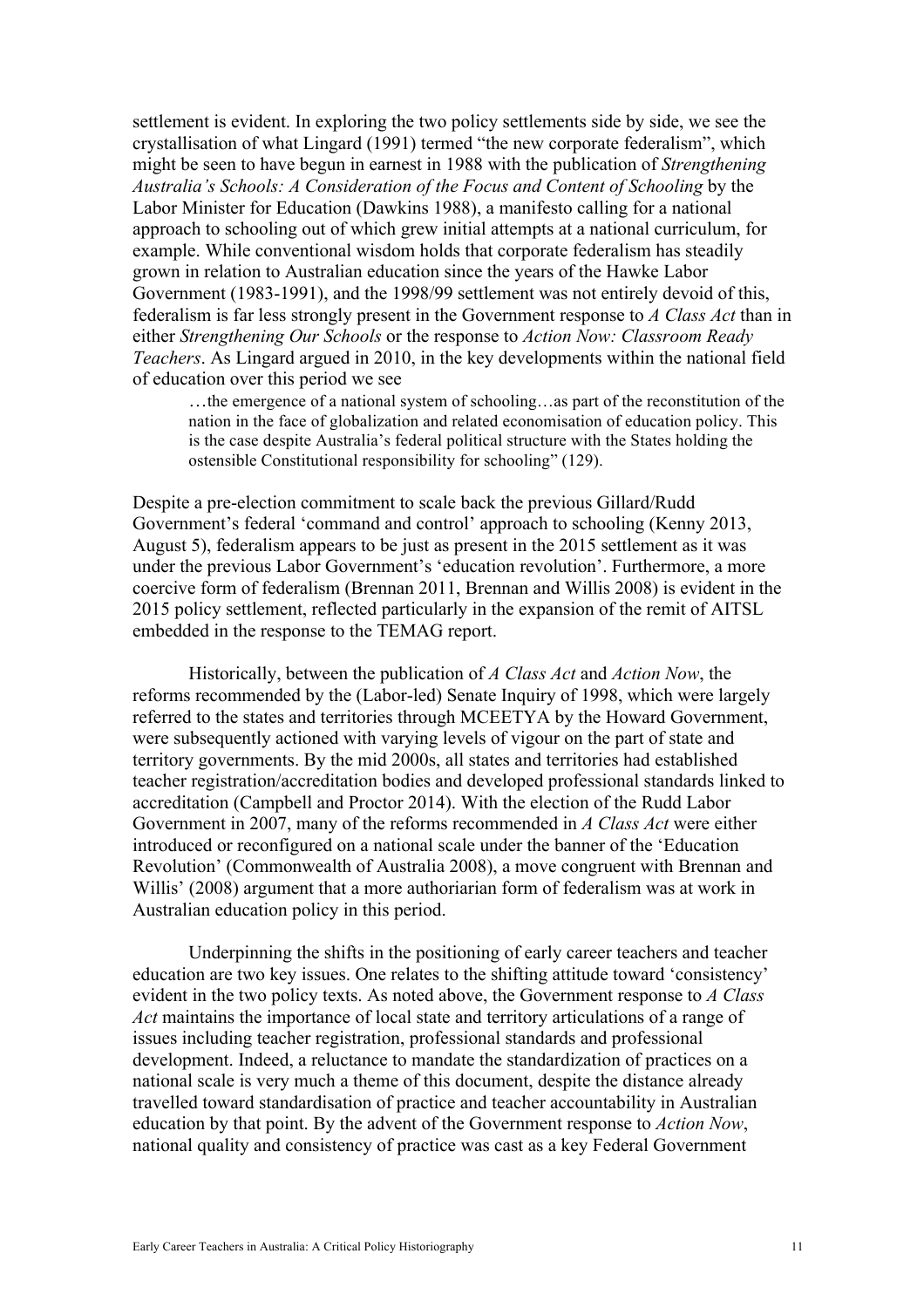settlement is evident. In exploring the two policy settlements side by side, we see the crystallisation of what Lingard (1991) termed "the new corporate federalism", which might be seen to have begun in earnest in 1988 with the publication of *Strengthening Australia's Schools: A Consideration of the Focus and Content of Schooling* by the Labor Minister for Education (Dawkins 1988), a manifesto calling for a national approach to schooling out of which grew initial attempts at a national curriculum, for example. While conventional wisdom holds that corporate federalism has steadily grown in relation to Australian education since the years of the Hawke Labor Government (1983-1991), and the 1998/99 settlement was not entirely devoid of this, federalism is far less strongly present in the Government response to *A Class Act* than in either *Strengthening Our Schools* or the response to *Action Now: Classroom Ready Teachers*. As Lingard argued in 2010, in the key developments within the national field of education over this period we see

> …the emergence of a national system of schooling…as part of the reconstitution of the nation in the face of globalization and related economisation of education policy. This is the case despite Australia's federal political structure with the States holding the ostensible Constitutional responsibility for schooling" (129).

Despite a pre-election commitment to scale back the previous Gillard/Rudd Government's federal 'command and control' approach to schooling (Kenny 2013, August 5), federalism appears to be just as present in the 2015 settlement as it was under the previous Labor Government's 'education revolution'. Furthermore, a more coercive form of federalism (Brennan 2011, Brennan and Willis 2008) is evident in the 2015 policy settlement, reflected particularly in the expansion of the remit of AITSL embedded in the response to the TEMAG report.

Historically, between the publication of *A Class Act* and *Action Now*, the reforms recommended by the (Labor-led) Senate Inquiry of 1998, which were largely referred to the states and territories through MCEETYA by the Howard Government, were subsequently actioned with varying levels of vigour on the part of state and territory governments. By the mid 2000s, all states and territories had established teacher registration/accreditation bodies and developed professional standards linked to accreditation (Campbell and Proctor 2014). With the election of the Rudd Labor Government in 2007, many of the reforms recommended in *A Class Act* were either introduced or reconfigured on a national scale under the banner of the 'Education Revolution' (Commonwealth of Australia 2008), a move congruent with Brennan and Willis' (2008) argument that a more authoriarian form of federalism was at work in Australian education policy in this period.

Underpinning the shifts in the positioning of early career teachers and teacher education are two key issues. One relates to the shifting attitude toward 'consistency' evident in the two policy texts. As noted above, the Government response to *A Class Act* maintains the importance of local state and territory articulations of a range of issues including teacher registration, professional standards and professional development. Indeed, a reluctance to mandate the standardization of practices on a national scale is very much a theme of this document, despite the distance already travelled toward standardisation of practice and teacher accountability in Australian education by that point. By the advent of the Government response to *Action Now*, national quality and consistency of practice was cast as a key Federal Government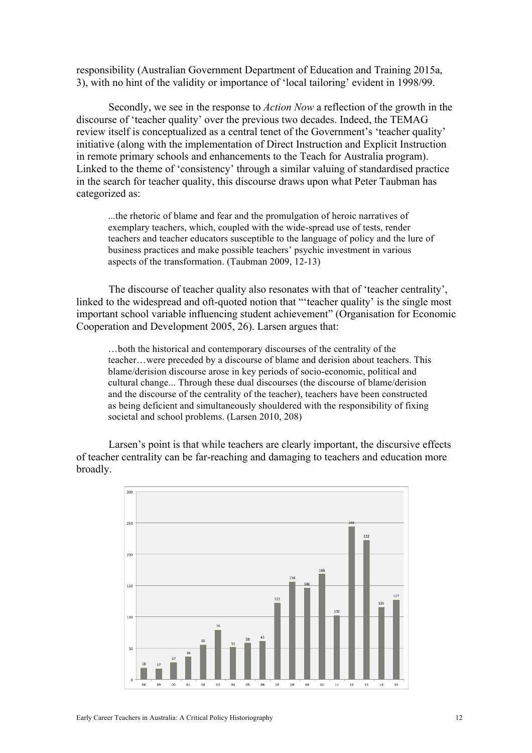responsibility (Australian Government Department of Education and Training 2015a, 3), with no hint of the validity or importance of 'local tailoring' evident in 1998/99.

Secondly, we see in the response to *Action Now* a reflection of the growth in the discourse of 'teacher quality' over the previous two decades. Indeed, the TEMAG review itself is conceptualized as a central tenet of the Government's 'teacher quality' initiative (along with the implementation of Direct Instruction and Explicit Instruction in remote primary schools and enhancements to the Teach for Australia program). Linked to the theme of 'consistency' through a similar valuing of standardised practice in the search for teacher quality, this discourse draws upon what Peter Taubman has categorized as:

> ...the rhetoric of blame and fear and the promulgation of heroic narratives of exemplary teachers, which, coupled with the wide-spread use of tests, render teachers and teacher educators susceptible to the language of policy and the lure of business practices and make possible teachers' psychic investment in various aspects of the transformation. (Taubman 2009, 12-13)

The discourse of teacher quality also resonates with that of 'teacher centrality', linked to the widespread and oft-quoted notion that "'teacher quality' is the single most important school variable influencing student achievement" (Organisation for Economic Cooperation and Development 2005, 26). Larsen argues that:

> …both the historical and contemporary discourses of the centrality of the teacher…were preceded by a discourse of blame and derision about teachers. This blame/derision discourse arose in key periods of socio-economic, political and cultural change... Through these dual discourses (the discourse of blame/derision and the discourse of the centrality of the teacher), teachers have been constructed as being deficient and simultaneously shouldered with the responsibility of fixing societal and school problems. (Larsen 2010, 208)

Larsen's point is that while teachers are clearly important, the discursive effects of teacher centrality can be far-reaching and damaging to teachers and education more broadly.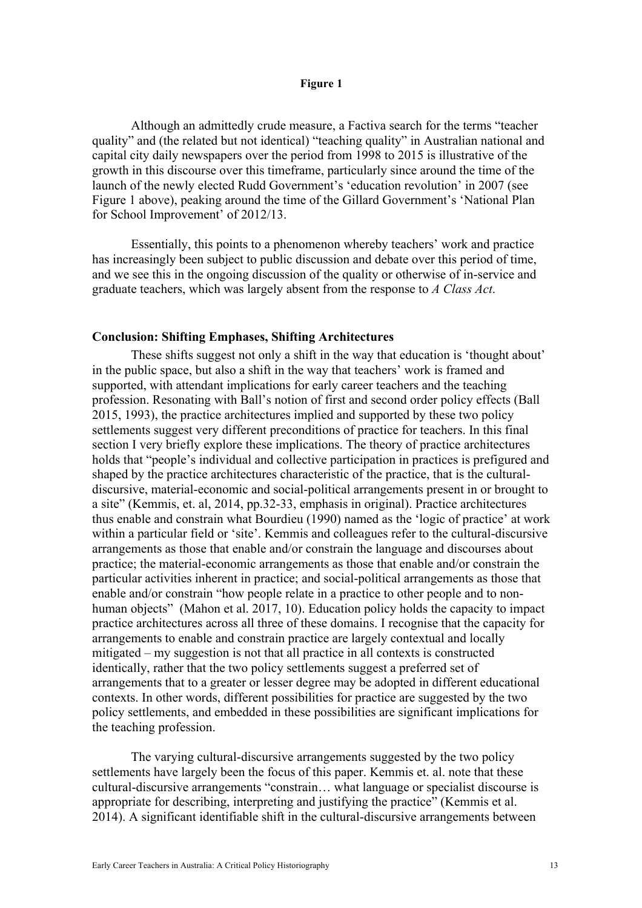**Figure 1**

Although an admittedly crude measure, a Factiva search for the terms "teacher quality" and (the related but not identical) "teaching quality" in Australian national and capital city daily newspapers over the period from 1998 to 2015 is illustrative of the growth in this discourse over this timeframe, particularly since around the time of the launch of the newly elected Rudd Government's 'education revolution' in 2007 (see Figure 1 above), peaking around the time of the Gillard Government's 'National Plan for School Improvement' of 2012/13.

Essentially, this points to a phenomenon whereby teachers' work and practice has increasingly been subject to public discussion and debate over this period of time, and we see this in the ongoing discussion of the quality or otherwise of in-service and graduate teachers, which was largely absent from the response to *A Class Act*.

## Conclusion: Shifting Emphases, Shifting Architectures

These shifts suggest not only a shift in the way that education is 'thought about' in the public space, but also a shift in the way that teachers' work is framed and supported, with attendant implications for early career teachers and the teaching profession. Resonating with Ball's notion of first and second order policy effects (Ball 2015, 1993), the practice architectures implied and supported by these two policy settlements suggest very different preconditions of practice for teachers. In this final section I very briefly explore these implications. The theory of practice architectures holds that "people's individual and collective participation in practices is prefigured and shaped by the practice architectures characteristic of the practice, that is the cultural-discursive, material-economic and social-political arrangements present in or brought to a site" (Kemmis, et. al, 2014, pp.32-33, emphasis in original). Practice architectures thus enable and constrain what Bourdieu (1990) named as the 'logic of practice' at work within a particular field or 'site'. Kemmis and colleagues refer to the cultural-discursive arrangements as those that enable and/or constrain the language and discourses about practice; the material-economic arrangements as those that enable and/or constrain the particular activities inherent in practice; and social-political arrangements as those that enable and/or constrain "how people relate in a practice to other people and to non-human objects" (Mahon et al. 2017, 10). Education policy holds the capacity to impact practice architectures across all three of these domains. I recognise that the capacity for arrangements to enable and constrain practice are largely contextual and locally mitigated – my suggestion is not that all practice in all contexts is constructed identically, rather that the two policy settlements suggest a preferred set of arrangements that to a greater or lesser degree may be adopted in different educational contexts. In other words, different possibilities for practice are suggested by the two policy settlements, and embedded in these possibilities are significant implications for the teaching profession.

The varying cultural-discursive arrangements suggested by the two policy settlements have largely been the focus of this paper. Kemmis et. al. note that these cultural-discursive arrangements "constrain… what language or specialist discourse is appropriate for describing, interpreting and justifying the practice" (Kemmis et al. 2014). A significant identifiable shift in the cultural-discursive arrangements between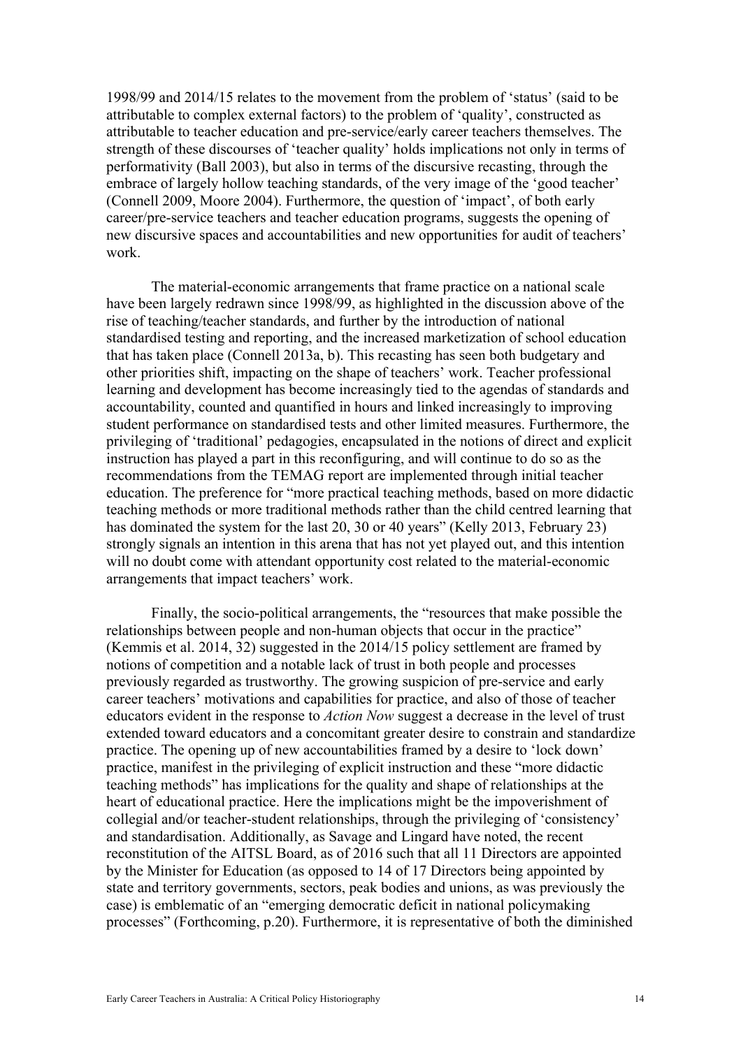1998/99 and 2014/15 relates to the movement from the problem of 'status' (said to be attributable to complex external factors) to the problem of 'quality', constructed as attributable to teacher education and pre-service/early career teachers themselves. The strength of these discourses of 'teacher quality' holds implications not only in terms of performativity (Ball 2003), but also in terms of the discursive recasting, through the embrace of largely hollow teaching standards, of the very image of the 'good teacher' (Connell 2009, Moore 2004). Furthermore, the question of 'impact', of both early career/pre-service teachers and teacher education programs, suggests the opening of new discursive spaces and accountabilities and new opportunities for audit of teachers' work.

The material-economic arrangements that frame practice on a national scale have been largely redrawn since 1998/99, as highlighted in the discussion above of the rise of teaching/teacher standards, and further by the introduction of national standardised testing and reporting, and the increased marketization of school education that has taken place (Connell 2013a, b). This recasting has seen both budgetary and other priorities shift, impacting on the shape of teachers' work. Teacher professional learning and development has become increasingly tied to the agendas of standards and accountability, counted and quantified in hours and linked increasingly to improving student performance on standardised tests and other limited measures. Furthermore, the privileging of 'traditional' pedagogies, encapsulated in the notions of direct and explicit instruction has played a part in this reconfiguring, and will continue to do so as the recommendations from the TEMAG report are implemented through initial teacher education. The preference for "more practical teaching methods, based on more didactic teaching methods or more traditional methods rather than the child centred learning that has dominated the system for the last 20, 30 or 40 years" (Kelly 2013, February 23) strongly signals an intention in this arena that has not yet played out, and this intention will no doubt come with attendant opportunity cost related to the material-economic arrangements that impact teachers' work.

Finally, the socio-political arrangements, the "resources that make possible the relationships between people and non-human objects that occur in the practice" (Kemmis et al. 2014, 32) suggested in the 2014/15 policy settlement are framed by notions of competition and a notable lack of trust in both people and processes previously regarded as trustworthy. The growing suspicion of pre-service and early career teachers' motivations and capabilities for practice, and also of those of teacher educators evident in the response to *Action Now* suggest a decrease in the level of trust extended toward educators and a concomitant greater desire to constrain and standardize practice. The opening up of new accountabilities framed by a desire to 'lock down' practice, manifest in the privileging of explicit instruction and these "more didactic teaching methods" has implications for the quality and shape of relationships at the heart of educational practice. Here the implications might be the impoverishment of collegial and/or teacher-student relationships, through the privileging of 'consistency' and standardisation. Additionally, as Savage and Lingard have noted, the recent reconstitution of the AITSL Board, as of 2016 such that all 11 Directors are appointed by the Minister for Education (as opposed to 14 of 17 Directors being appointed by state and territory governments, sectors, peak bodies and unions, as was previously the case) is emblematic of an "emerging democratic deficit in national policymaking processes" (Forthcoming, p.20). Furthermore, it is representative of both the diminished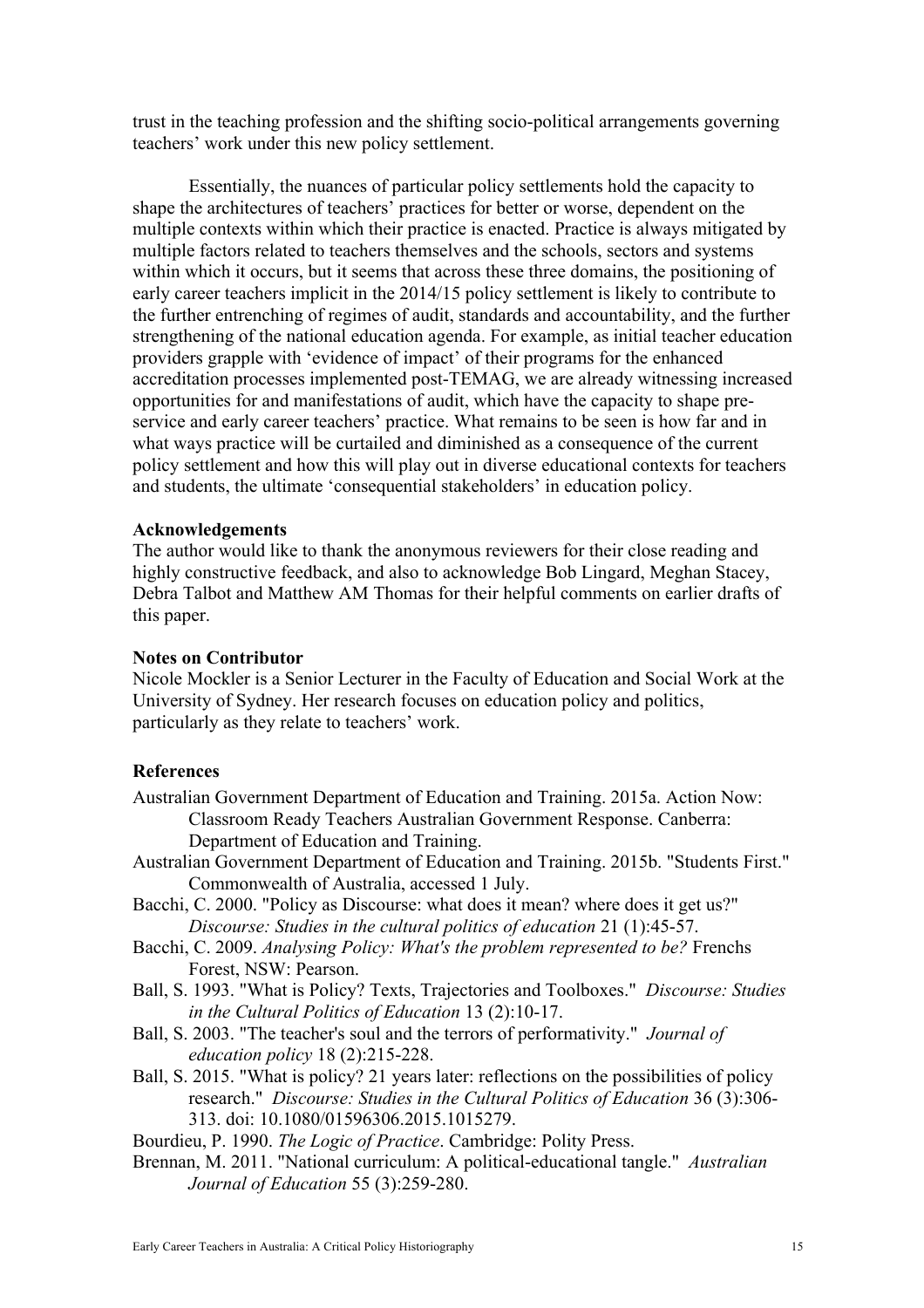trust in the teaching profession and the shifting socio-political arrangements governing teachers' work under this new policy settlement.

Essentially, the nuances of particular policy settlements hold the capacity to shape the architectures of teachers' practices for better or worse, dependent on the multiple contexts within which their practice is enacted. Practice is always mitigated by multiple factors related to teachers themselves and the schools, sectors and systems within which it occurs, but it seems that across these three domains, the positioning of early career teachers implicit in the 2014/15 policy settlement is likely to contribute to the further entrenching of regimes of audit, standards and accountability, and the further strengthening of the national education agenda. For example, as initial teacher education providers grapple with 'evidence of impact' of their programs for the enhanced accreditation processes implemented post-TEMAG, we are already witnessing increased opportunities for and manifestations of audit, which have the capacity to shape pre-service and early career teachers' practice. What remains to be seen is how far and in what ways practice will be curtailed and diminished as a consequence of the current policy settlement and how this will play out in diverse educational contexts for teachers and students, the ultimate 'consequential stakeholders' in education policy.

**Acknowledgements**

The author would like to thank the anonymous reviewers for their close reading and highly constructive feedback, and also to acknowledge Bob Lingard, Meghan Stacey, Debra Talbot and Matthew AM Thomas for their helpful comments on earlier drafts of this paper.

**Notes on Contributor**

Nicole Mockler is a Senior Lecturer in the Faculty of Education and Social Work at the University of Sydney. Her research focuses on education policy and politics, particularly as they relate to teachers' work.

**References**

Australian Government Department of Education and Training. 2015a. Action Now: Classroom Ready Teachers Australian Government Response. Canberra: Department of Education and Training.

Australian Government Department of Education and Training. 2015b. "Students First." Commonwealth of Australia, accessed 1 July.

Bacchi, C. 2000. "Policy as Discourse: what does it mean? where does it get us?" *Discourse: Studies in the cultural politics of education* 21 (1):45-57.

Bacchi, C. 2009. *Analysing Policy: What's the problem represented to be?* Frenchs Forest, NSW: Pearson.

Ball, S. 1993. "What is Policy? Texts, Trajectories and Toolboxes." *Discourse: Studies in the Cultural Politics of Education* 13 (2):10-17.

Ball, S. 2003. "The teacher's soul and the terrors of performativity." *Journal of education policy* 18 (2):215-228.

Ball, S. 2015. "What is policy? 21 years later: reflections on the possibilities of policy research." *Discourse: Studies in the Cultural Politics of Education* 36 (3):306-313. doi: 10.1080/01596306.2015.1015279.

Bourdieu, P. 1990. *The Logic of Practice*. Cambridge: Polity Press.

Brennan, M. 2011. "National curriculum: A political-educational tangle." *Australian Journal of Education* 55 (3):259-280.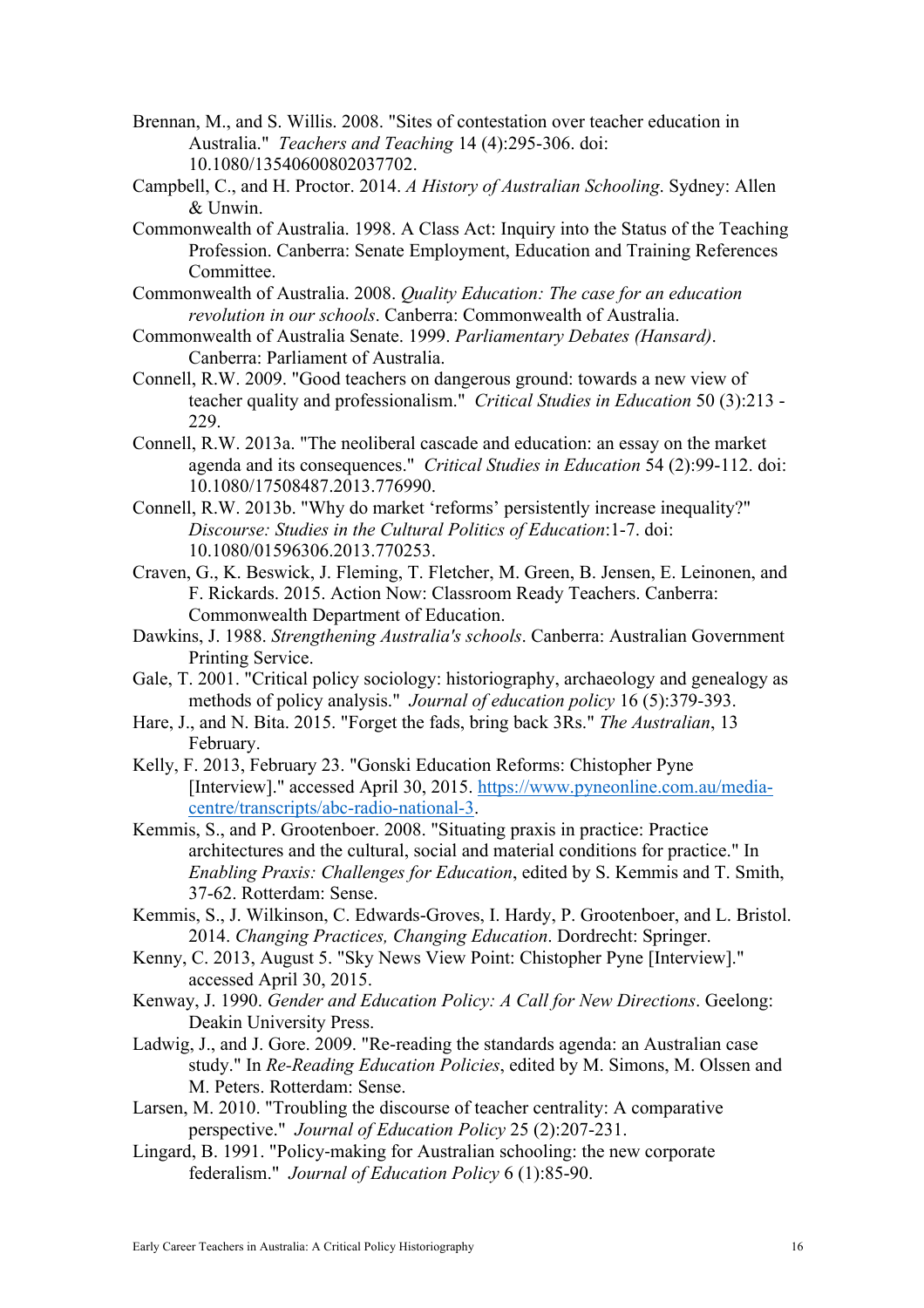Brennan, M., and S. Willis. 2008. "Sites of contestation over teacher education in Australia." *Teachers and Teaching* 14 (4):295-306. doi: 10.1080/13540600802037702.

Campbell, C., and H. Proctor. 2014. *A History of Australian Schooling*. Sydney: Allen & Unwin.

Commonwealth of Australia. 1998. A Class Act: Inquiry into the Status of the Teaching Profession. Canberra: Senate Employment, Education and Training References Committee.

Commonwealth of Australia. 2008. *Quality Education: The case for an education revolution in our schools*. Canberra: Commonwealth of Australia.

Commonwealth of Australia Senate. 1999. *Parliamentary Debates (Hansard)*. Canberra: Parliament of Australia.

Connell, R.W. 2009. "Good teachers on dangerous ground: towards a new view of teacher quality and professionalism." *Critical Studies in Education* 50 (3):213 - 229.

Connell, R.W. 2013a. "The neoliberal cascade and education: an essay on the market agenda and its consequences." *Critical Studies in Education* 54 (2):99-112. doi: 10.1080/17508487.2013.776990.

Connell, R.W. 2013b. "Why do market 'reforms' persistently increase inequality?" *Discourse: Studies in the Cultural Politics of Education*:1-7. doi: 10.1080/01596306.2013.770253.

Craven, G., K. Beswick, J. Fleming, T. Fletcher, M. Green, B. Jensen, E. Leinonen, and F. Rickards. 2015. Action Now: Classroom Ready Teachers. Canberra: Commonwealth Department of Education.

Dawkins, J. 1988. *Strengthening Australia's schools*. Canberra: Australian Government Printing Service.

Gale, T. 2001. "Critical policy sociology: historiography, archaeology and genealogy as methods of policy analysis." *Journal of education policy* 16 (5):379-393.

Hare, J., and N. Bita. 2015. "Forget the fads, bring back 3Rs." *The Australian*, 13 February.

Kelly, F. 2013, February 23. "Gonski Education Reforms: Chistopher Pyne [Interview]." accessed April 30, 2015. https://www.pyneonline.com.au/media-centre/transcripts/abc-radio-national-3.

Kemmis, S., and P. Grootenboer. 2008. "Situating praxis in practice: Practice architectures and the cultural, social and material conditions for practice." In *Enabling Praxis: Challenges for Education*, edited by S. Kemmis and T. Smith, 37-62. Rotterdam: Sense.

Kemmis, S., J. Wilkinson, C. Edwards-Groves, I. Hardy, P. Grootenboer, and L. Bristol. 2014. *Changing Practices, Changing Education*. Dordrecht: Springer.

Kenny, C. 2013, August 5. "Sky News View Point: Chistopher Pyne [Interview]." accessed April 30, 2015.

Kenway, J. 1990. *Gender and Education Policy: A Call for New Directions*. Geelong: Deakin University Press.

Ladwig, J., and J. Gore. 2009. "Re-reading the standards agenda: an Australian case study." In *Re-Reading Education Policies*, edited by M. Simons, M. Olssen and M. Peters. Rotterdam: Sense.

Larsen, M. 2010. "Troubling the discourse of teacher centrality: A comparative perspective." *Journal of Education Policy* 25 (2):207-231.

Lingard, B. 1991. "Policy-making for Australian schooling: the new corporate federalism." *Journal of Education Policy* 6 (1):85-90.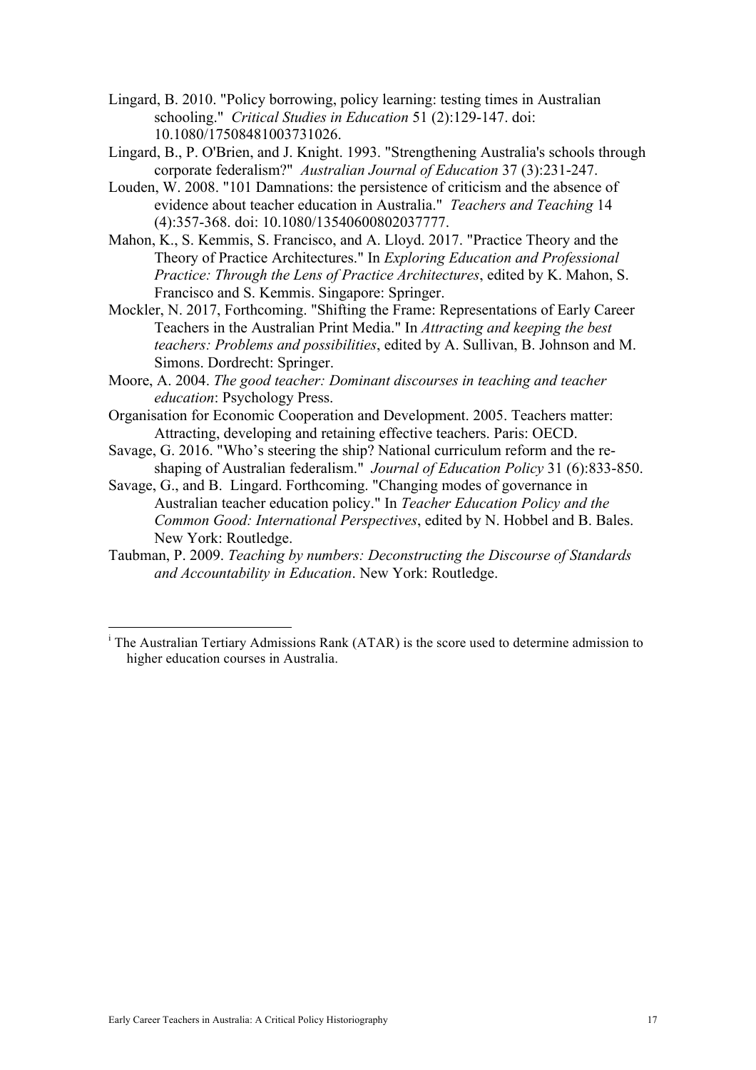Lingard, B. 2010. "Policy borrowing, policy learning: testing times in Australian schooling." *Critical Studies in Education* 51 (2):129-147. doi: 10.1080/17508481003731026.

Lingard, B., P. O'Brien, and J. Knight. 1993. "Strengthening Australia's schools through corporate federalism?" *Australian Journal of Education* 37 (3):231-247.

Louden, W. 2008. "101 Damnations: the persistence of criticism and the absence of evidence about teacher education in Australia." *Teachers and Teaching* 14 (4):357-368. doi: 10.1080/13540600802037777.

Mahon, K., S. Kemmis, S. Francisco, and A. Lloyd. 2017. "Practice Theory and the Theory of Practice Architectures." In *Exploring Education and Professional Practice: Through the Lens of Practice Architectures*, edited by K. Mahon, S. Francisco and S. Kemmis. Singapore: Springer.

Mockler, N. 2017, Forthcoming. "Shifting the Frame: Representations of Early Career Teachers in the Australian Print Media." In *Attracting and keeping the best teachers: Problems and possibilities*, edited by A. Sullivan, B. Johnson and M. Simons. Dordrecht: Springer.

Moore, A. 2004. *The good teacher: Dominant discourses in teaching and teacher education*: Psychology Press.

Organisation for Economic Cooperation and Development. 2005. Teachers matter: Attracting, developing and retaining effective teachers. Paris: OECD.

Savage, G. 2016. "Who's steering the ship? National curriculum reform and the re-shaping of Australian federalism." *Journal of Education Policy* 31 (6):833-850.

Savage, G., and B. Lingard. Forthcoming. "Changing modes of governance in Australian teacher education policy." In *Teacher Education Policy and the Common Good: International Perspectives*, edited by N. Hobbel and B. Bales. New York: Routledge.

Taubman, P. 2009. *Teaching by numbers: Deconstructing the Discourse of Standards and Accountability in Education*. New York: Routledge.

---

[i] The Australian Tertiary Admissions Rank (ATAR) is the score used to determine admission to higher education courses in Australia.